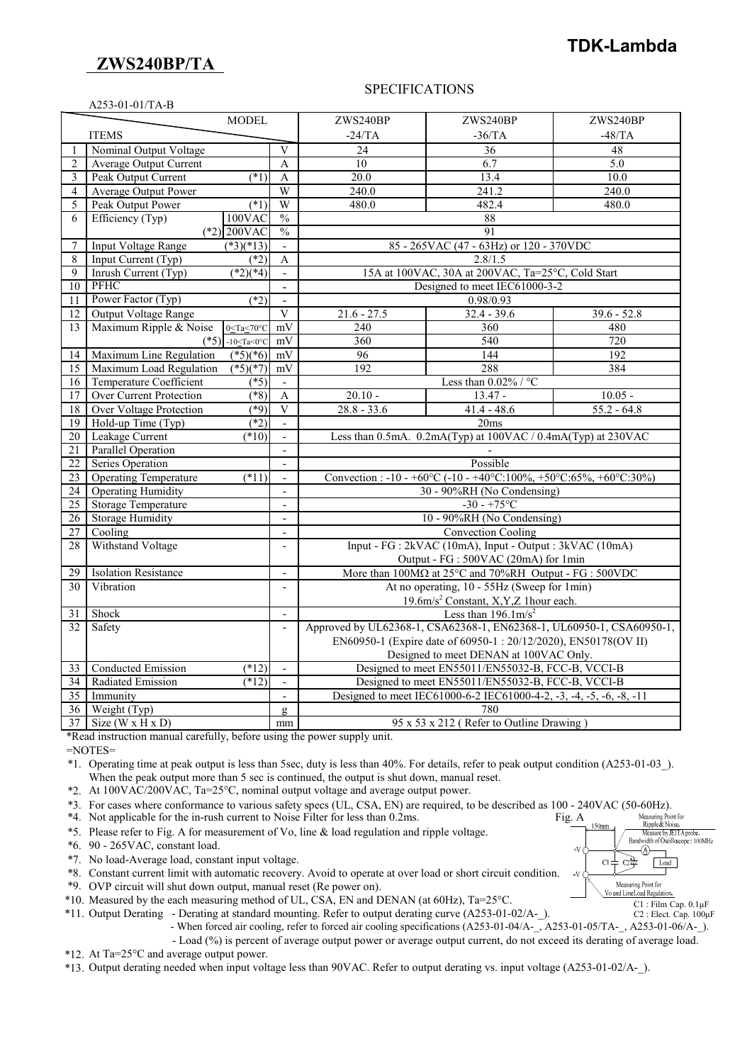# ZWS240BP/TA

**TDK-Lambda**

## SPECIFICATIONS

A253-01-01/TA-B

| | ITEMS / MODEL | | | ZWS240BP -24/TA | ZWS240BP -36/TA | ZWS240BP -48/TA |
|---|---|---|---|---|---|---|
| 1 | Nominal Output Voltage | | V | 24 | 36 | 48 |
| 2 | Average Output Current | | A | 10 | 6.7 | 5.0 |
| 3 | Peak Output Current | (*1) | A | 20.0 | 13.4 | 10.0 |
| 4 | Average Output Power | | W | 240.0 | 241.2 | 240.0 |
| 5 | Peak Output Power | (*1) | W | 480.0 | 482.4 | 480.0 |
| 6 | Efficiency (Typ) | 100VAC | % | 88 | | |
| | | (*2) 200VAC | % | 91 | | |
| 7 | Input Voltage Range | (*3)(*13) | - | 85 - 265VAC (47 - 63Hz) or 120 - 370VDC | | |
| 8 | Input Current (Typ) | (*2) | A | 2.8/1.5 | | |
| 9 | Inrush Current (Typ) | (*2)(*4) | - | 15A at 100VAC, 30A at 200VAC, Ta=25°C, Cold Start | | |
| 10 | PFHC | | - | Designed to meet IEC61000-3-2 | | |
| 11 | Power Factor (Typ) | (*2) | - | 0.98/0.93 | | |
| 12 | Output Voltage Range | | V | 21.6 - 27.5 | 32.4 - 39.6 | 39.6 - 52.8 |
| 13 | Maximum Ripple & Noise | 0≤Ta≤70°C | mV | 240 | 360 | 480 |
| | | (*5) -10≤Ta<0°C | mV | 360 | 540 | 720 |
| 14 | Maximum Line Regulation | (*5)(*6) | mV | 96 | 144 | 192 |
| 15 | Maximum Load Regulation | (*5)(*7) | mV | 192 | 288 | 384 |
| 16 | Temperature Coefficient | (*5) | - | Less than 0.02% / °C | | |
| 17 | Over Current Protection | (*8) | A | 20.10 - | 13.47 - | 10.05 - |
| 18 | Over Voltage Protection | (*9) | V | 28.8 - 33.6 | 41.4 - 48.6 | 55.2 - 64.8 |
| 19 | Hold-up Time (Typ) | (*2) | - | 20ms | | |
| 20 | Leakage Current | (*10) | - | Less than 0.5mA. 0.2mA(Typ) at 100VAC / 0.4mA(Typ) at 230VAC | | |
| 21 | Parallel Operation | | - | - | | |
| 22 | Series Operation | | - | Possible | | |
| 23 | Operating Temperature | (*11) | - | Convection : -10 - +60°C (-10 - +40°C:100%, +50°C:65%, +60°C:30%) | | |
| 24 | Operating Humidity | | - | 30 - 90%RH (No Condensing) | | |
| 25 | Storage Temperature | | - | -30 - +75°C | | |
| 26 | Storage Humidity | | - | 10 - 90%RH (No Condensing) | | |
| 27 | Cooling | | - | Convection Cooling | | |
| 28 | Withstand Voltage | | - | Input - FG : 2kVAC (10mA), Input - Output : 3kVAC (10mA) Output - FG : 500VAC (20mA) for 1min | | |
| 29 | Isolation Resistance | | - | More than 100MΩ at 25°C and 70%RH Output - FG : 500VDC | | |
| 30 | Vibration | | - | At no operating, 10 - 55Hz (Sweep for 1min) $19.6m/s^2$ Constant, X,Y,Z 1hour each. | | |
| 31 | Shock | | - | Less than $196.1m/s^2$ | | |
| 32 | Safety | | - | Approved by UL62368-1, CSA62368-1, EN62368-1, UL60950-1, CSA60950-1, EN60950-1 (Expire date of 60950-1 : 20/12/2020), EN50178(OV II) Designed to meet DENAN at 100VAC Only. | | |
| 33 | Conducted Emission | (*12) | - | Designed to meet EN55011/EN55032-B, FCC-B, VCCI-B | | |
| 34 | Radiated Emission | (*12) | - | Designed to meet EN55011/EN55032-B, FCC-B, VCCI-B | | |
| 35 | Immunity | | - | Designed to meet IEC61000-6-2 IEC61000-4-2, -3, -4, -5, -6, -8, -11 | | |
| 36 | Weight (Typ) | | g | 780 | | |
| 37 | Size (W x H x D) | | mm | 95 x 53 x 212 ( Refer to Outline Drawing ) | | |

*Read instruction manual carefully, before using the power supply unit.

=NOTES=

*1. Operating time at peak output is less than 5sec, duty is less than 40%. For details, refer to peak output condition (A253-01-03_). When the peak output more than 5 sec is continued, the output is shut down, manual reset.
*2. At 100VAC/200VAC, Ta=25°C, nominal output voltage and average output power.
*3. For cases where conformance to various safety specs (UL, CSA, EN) are required, to be described as 100 - 240VAC (50-60Hz).
*4. Not applicable for the in-rush current to Noise Filter for less than 0.2ms.
*5. Please refer to Fig. A for measurement of Vo, line & load regulation and ripple voltage.
*6. 90 - 265VAC, constant load.
*7. No load-Average load, constant input voltage.
*8. Constant current limit with automatic recovery. Avoid to operate at over load or short circuit condition.
*9. OVP circuit will shut down output, manual reset (Re power on).
*10. Measured by the each measuring method of UL, CSA, EN and DENAN (at 60Hz), Ta=25°C.
*11. Output Derating - Derating at standard mounting. Refer to output derating curve (A253-01-02/A-_).
 - When forced air cooling, refer to forced air cooling specifications (A253-01-04/A-_, A253-01-05/TA-_, A253-01-06/A-_).
 - Load (%) is percent of average output power or average output current, do not exceed its derating of average load.
*12. At Ta=25°C and average output power.
*13. Output derating needed when input voltage less than 90VAC. Refer to output derating vs. input voltage (A253-01-02/A-_).

Fig. A

Measuring Point for Ripple & Noise. Measure by JEITA probe. Bandwidth of Oscilloscope : 100MHz

150mm

Measuring Point for Vo and Line/Load Regulation.

C1 : Film Cap. 0.1μF
C2 : Elect. Cap. 100μF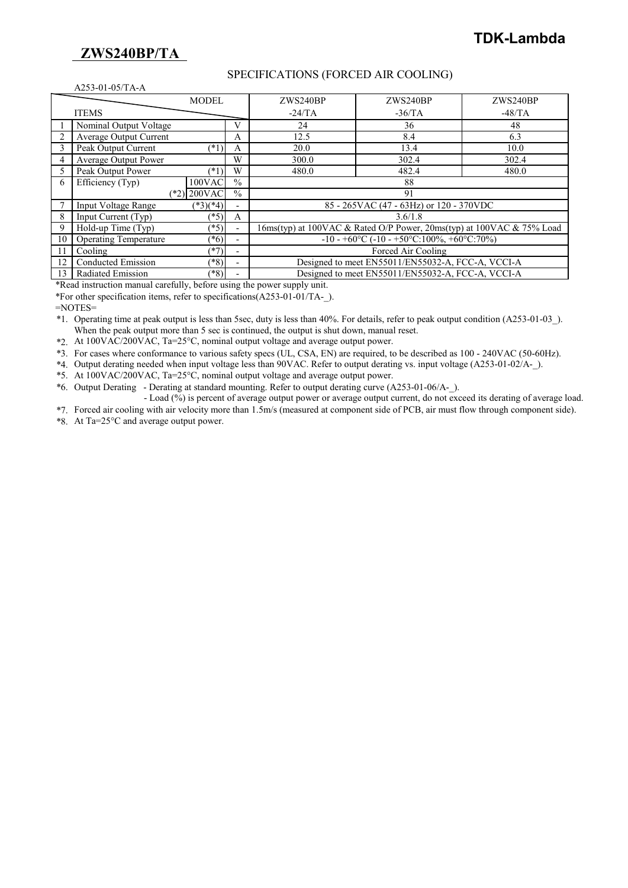**ZWS240BP/TA**

TDK-Lambda

SPECIFICATIONS (FORCED AIR COOLING)

A253-01-05/TA-A

| | ITEMS / MODEL | | | ZWS240BP -24/TA | ZWS240BP -36/TA | ZWS240BP -48/TA |
|---|---|---|---|---|---|---|
| 1 | Nominal Output Voltage | | V | 24 | 36 | 48 |
| 2 | Average Output Current | | A | 12.5 | 8.4 | 6.3 |
| 3 | Peak Output Current | (*1) | A | 20.0 | 13.4 | 10.0 |
| 4 | Average Output Power | | W | 300.0 | 302.4 | 302.4 |
| 5 | Peak Output Power | (*1) | W | 480.0 | 482.4 | 480.0 |
| 6 | Efficiency (Typ) | 100VAC | % | 88 | | |
| | (*2) | 200VAC | % | 91 | | |
| 7 | Input Voltage Range | (*3)(*4) | - | 85 - 265VAC (47 - 63Hz) or 120 - 370VDC | | |
| 8 | Input Current (Typ) | (*5) | A | 3.6/1.8 | | |
| 9 | Hold-up Time (Typ) | (*5) | - | 16ms(typ) at 100VAC & Rated O/P Power, 20ms(typ) at 100VAC & 75% Load | | |
| 10 | Operating Temperature | (*6) | - | -10 - +60°C (-10 - +50°C:100%, +60°C:70%) | | |
| 11 | Cooling | (*7) | - | Forced Air Cooling | | |
| 12 | Conducted Emission | (*8) | - | Designed to meet EN55011/EN55032-A, FCC-A, VCCI-A | | |
| 13 | Radiated Emission | (*8) | - | Designed to meet EN55011/EN55032-A, FCC-A, VCCI-A | | |

*Read instruction manual carefully, before using the power supply unit.

*For other specification items, refer to specifications(A253-01-01/TA-_).

=NOTES=

*1. Operating time at peak output is less than 5sec, duty is less than 40%. For details, refer to peak output condition (A253-01-03_). When the peak output more than 5 sec is continued, the output is shut down, manual reset.

*2. At 100VAC/200VAC, Ta=25°C, nominal output voltage and average output power.

*3. For cases where conformance to various safety specs (UL, CSA, EN) are required, to be described as 100 - 240VAC (50-60Hz).

*4. Output derating needed when input voltage less than 90VAC. Refer to output derating vs. input voltage (A253-01-02/A-_).

*5. At 100VAC/200VAC, Ta=25°C, nominal output voltage and average output power.

*6. Output Derating - Derating at standard mounting. Refer to output derating curve (A253-01-06/A-_).
- Load (%) is percent of average output power or average output current, do not exceed its derating of average load.

*7. Forced air cooling with air velocity more than 1.5m/s (measured at component side of PCB, air must flow through component side).

*8. At Ta=25°C and average output power.